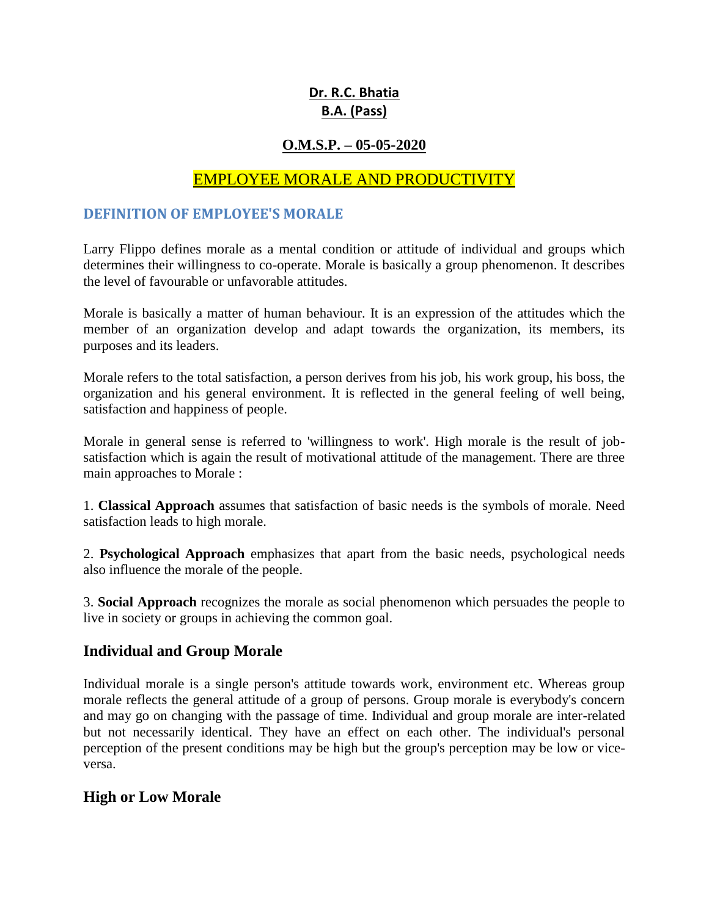**Dr. R.C. Bhatia**
**B.A. (Pass)**

**O.M.S.P. – 05-05-2020**

# EMPLOYEE MORALE AND PRODUCTIVITY

## DEFINITION OF EMPLOYEE'S MORALE

Larry Flippo defines morale as a mental condition or attitude of individual and groups which determines their willingness to co-operate. Morale is basically a group phenomenon. It describes the level of favourable or unfavorable attitudes.

Morale is basically a matter of human behaviour. It is an expression of the attitudes which the member of an organization develop and adapt towards the organization, its members, its purposes and its leaders.

Morale refers to the total satisfaction, a person derives from his job, his work group, his boss, the organization and his general environment. It is reflected in the general feeling of well being, satisfaction and happiness of people.

Morale in general sense is referred to 'willingness to work'. High morale is the result of job-satisfaction which is again the result of motivational attitude of the management. There are three main approaches to Morale :

1. **Classical Approach** assumes that satisfaction of basic needs is the symbols of morale. Need satisfaction leads to high morale.

2. **Psychological Approach** emphasizes that apart from the basic needs, psychological needs also influence the morale of the people.

3. **Social Approach** recognizes the morale as social phenomenon which persuades the people to live in society or groups in achieving the common goal.

## Individual and Group Morale

Individual morale is a single person's attitude towards work, environment etc. Whereas group morale reflects the general attitude of a group of persons. Group morale is everybody's concern and may go on changing with the passage of time. Individual and group morale are inter-related but not necessarily identical. They have an effect on each other. The individual's personal perception of the present conditions may be high but the group's perception may be low or vice-versa.

## High or Low Morale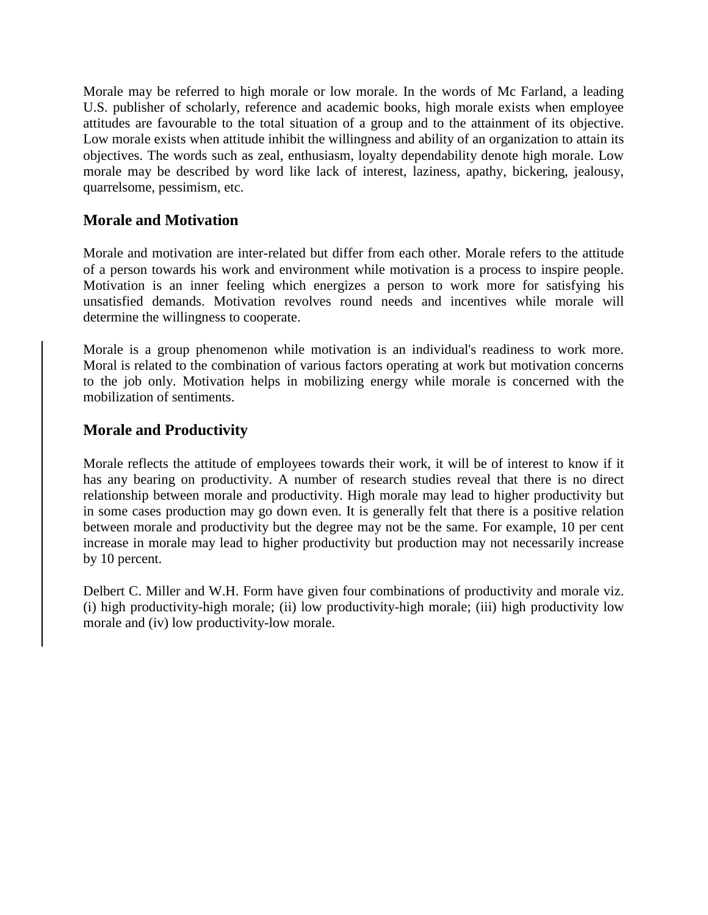Morale may be referred to high morale or low morale. In the words of Mc Farland, a leading U.S. publisher of scholarly, reference and academic books, high morale exists when employee attitudes are favourable to the total situation of a group and to the attainment of its objective. Low morale exists when attitude inhibit the willingness and ability of an organization to attain its objectives. The words such as zeal, enthusiasm, loyalty dependability denote high morale. Low morale may be described by word like lack of interest, laziness, apathy, bickering, jealousy, quarrelsome, pessimism, etc.

## Morale and Motivation

Morale and motivation are inter-related but differ from each other. Morale refers to the attitude of a person towards his work and environment while motivation is a process to inspire people. Motivation is an inner feeling which energizes a person to work more for satisfying his unsatisfied demands. Motivation revolves round needs and incentives while morale will determine the willingness to cooperate.

Morale is a group phenomenon while motivation is an individual's readiness to work more. Moral is related to the combination of various factors operating at work but motivation concerns to the job only. Motivation helps in mobilizing energy while morale is concerned with the mobilization of sentiments.

## Morale and Productivity

Morale reflects the attitude of employees towards their work, it will be of interest to know if it has any bearing on productivity. A number of research studies reveal that there is no direct relationship between morale and productivity. High morale may lead to higher productivity but in some cases production may go down even. It is generally felt that there is a positive relation between morale and productivity but the degree may not be the same. For example, 10 per cent increase in morale may lead to higher productivity but production may not necessarily increase by 10 percent.

Delbert C. Miller and W.H. Form have given four combinations of productivity and morale viz. (i) high productivity-high morale; (ii) low productivity-high morale; (iii) high productivity low morale and (iv) low productivity-low morale.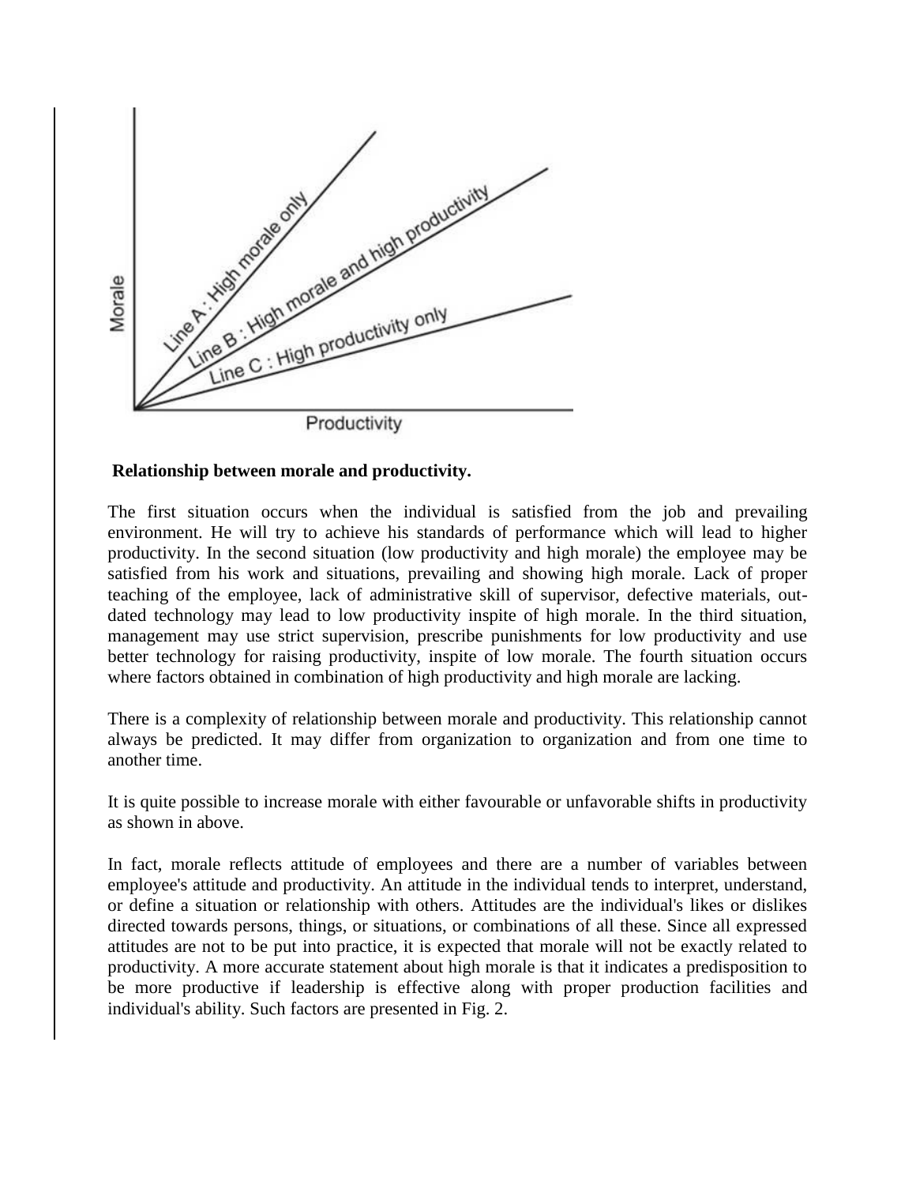**Relationship between morale and productivity.**

The first situation occurs when the individual is satisfied from the job and prevailing environment. He will try to achieve his standards of performance which will lead to higher productivity. In the second situation (low productivity and high morale) the employee may be satisfied from his work and situations, prevailing and showing high morale. Lack of proper teaching of the employee, lack of administrative skill of supervisor, defective materials, out-dated technology may lead to low productivity inspite of high morale. In the third situation, management may use strict supervision, prescribe punishments for low productivity and use better technology for raising productivity, inspite of low morale. The fourth situation occurs where factors obtained in combination of high productivity and high morale are lacking.

There is a complexity of relationship between morale and productivity. This relationship cannot always be predicted. It may differ from organization to organization and from one time to another time.

It is quite possible to increase morale with either favourable or unfavorable shifts in productivity as shown in above.

In fact, morale reflects attitude of employees and there are a number of variables between employee's attitude and productivity. An attitude in the individual tends to interpret, understand, or define a situation or relationship with others. Attitudes are the individual's likes or dislikes directed towards persons, things, or situations, or combinations of all these. Since all expressed attitudes are not to be put into practice, it is expected that morale will not be exactly related to productivity. A more accurate statement about high morale is that it indicates a predisposition to be more productive if leadership is effective along with proper production facilities and individual's ability. Such factors are presented in Fig. 2.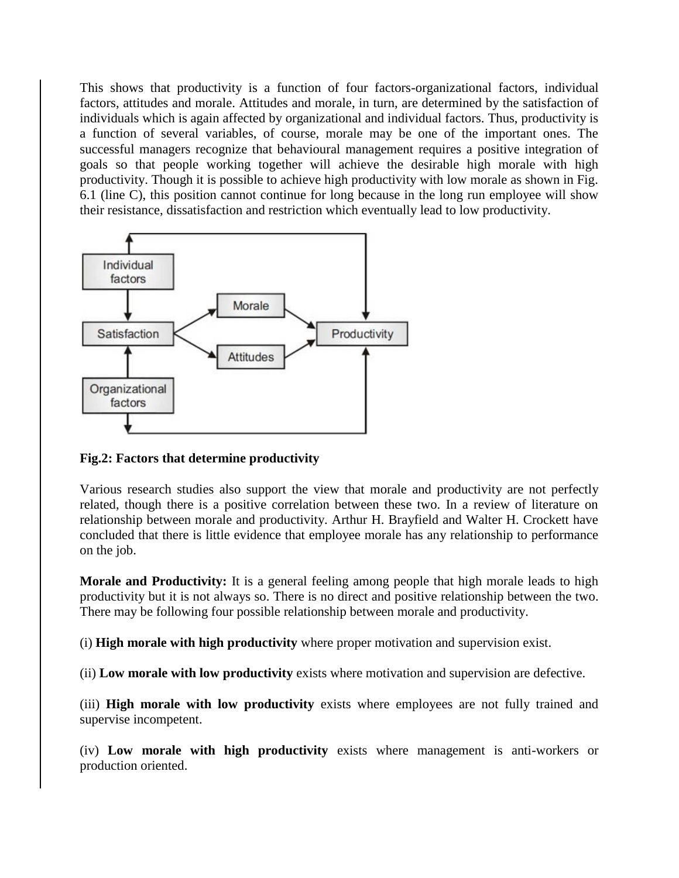This shows that productivity is a function of four factors-organizational factors, individual factors, attitudes and morale. Attitudes and morale, in turn, are determined by the satisfaction of individuals which is again affected by organizational and individual factors. Thus, productivity is a function of several variables, of course, morale may be one of the important ones. The successful managers recognize that behavioural management requires a positive integration of goals so that people working together will achieve the desirable high morale with high productivity. Though it is possible to achieve high productivity with low morale as shown in Fig. 6.1 (line C), this position cannot continue for long because in the long run employee will show their resistance, dissatisfaction and restriction which eventually lead to low productivity.

**Fig.2: Factors that determine productivity**

Various research studies also support the view that morale and productivity are not perfectly related, though there is a positive correlation between these two. In a review of literature on relationship between morale and productivity. Arthur H. Brayfield and Walter H. Crockett have concluded that there is little evidence that employee morale has any relationship to performance on the job.

**Morale and Productivity:** It is a general feeling among people that high morale leads to high productivity but it is not always so. There is no direct and positive relationship between the two. There may be following four possible relationship between morale and productivity.

(i) **High morale with high productivity** where proper motivation and supervision exist.

(ii) **Low morale with low productivity** exists where motivation and supervision are defective.

(iii) **High morale with low productivity** exists where employees are not fully trained and supervise incompetent.

(iv) **Low morale with high productivity** exists where management is anti-workers or production oriented.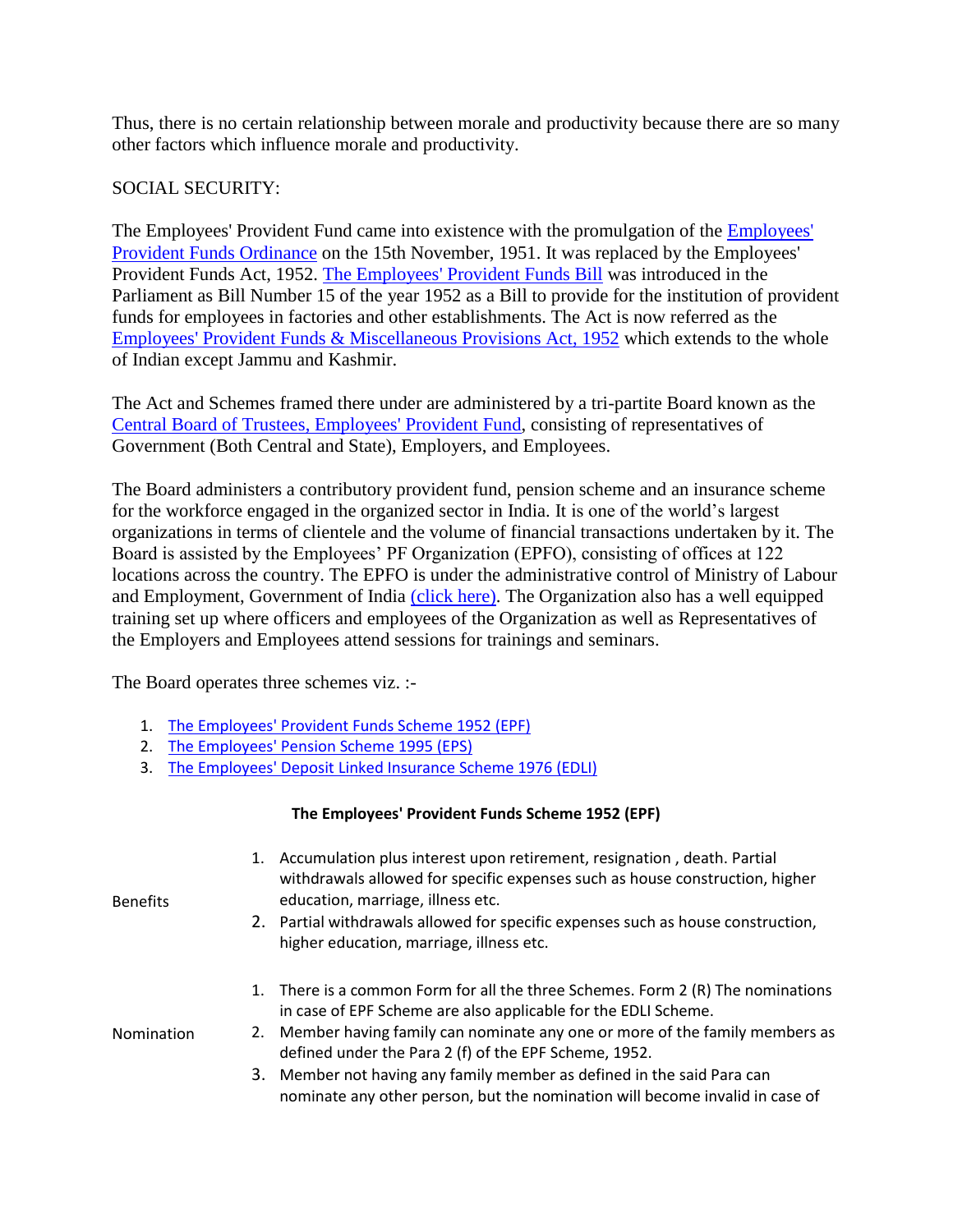Thus, there is no certain relationship between morale and productivity because there are so many other factors which influence morale and productivity.

SOCIAL SECURITY:

The Employees' Provident Fund came into existence with the promulgation of the Employees' Provident Funds Ordinance on the 15th November, 1951. It was replaced by the Employees' Provident Funds Act, 1952. The Employees' Provident Funds Bill was introduced in the Parliament as Bill Number 15 of the year 1952 as a Bill to provide for the institution of provident funds for employees in factories and other establishments. The Act is now referred as the Employees' Provident Funds & Miscellaneous Provisions Act, 1952 which extends to the whole of Indian except Jammu and Kashmir.

The Act and Schemes framed there under are administered by a tri-partite Board known as the Central Board of Trustees, Employees' Provident Fund, consisting of representatives of Government (Both Central and State), Employers, and Employees.

The Board administers a contributory provident fund, pension scheme and an insurance scheme for the workforce engaged in the organized sector in India. It is one of the world's largest organizations in terms of clientele and the volume of financial transactions undertaken by it. The Board is assisted by the Employees' PF Organization (EPFO), consisting of offices at 122 locations across the country. The EPFO is under the administrative control of Ministry of Labour and Employment, Government of India (click here). The Organization also has a well equipped training set up where officers and employees of the Organization as well as Representatives of the Employers and Employees attend sessions for trainings and seminars.

The Board operates three schemes viz. :-

1. The Employees' Provident Funds Scheme 1952 (EPF)
2. The Employees' Pension Scheme 1995 (EPS)
3. The Employees' Deposit Linked Insurance Scheme 1976 (EDLI)

**The Employees' Provident Funds Scheme 1952 (EPF)**

| | |
|---|---|
| Benefits | 1. Accumulation plus interest upon retirement, resignation , death. Partial withdrawals allowed for specific expenses such as house construction, higher education, marriage, illness etc.<br>2. Partial withdrawals allowed for specific expenses such as house construction, higher education, marriage, illness etc. |
| Nomination | 1. There is a common Form for all the three Schemes. Form 2 (R) The nominations in case of EPF Scheme are also applicable for the EDLI Scheme.<br>2. Member having family can nominate any one or more of the family members as defined under the Para 2 (f) of the EPF Scheme, 1952.<br>3. Member not having any family member as defined in the said Para can nominate any other person, but the nomination will become invalid in case of |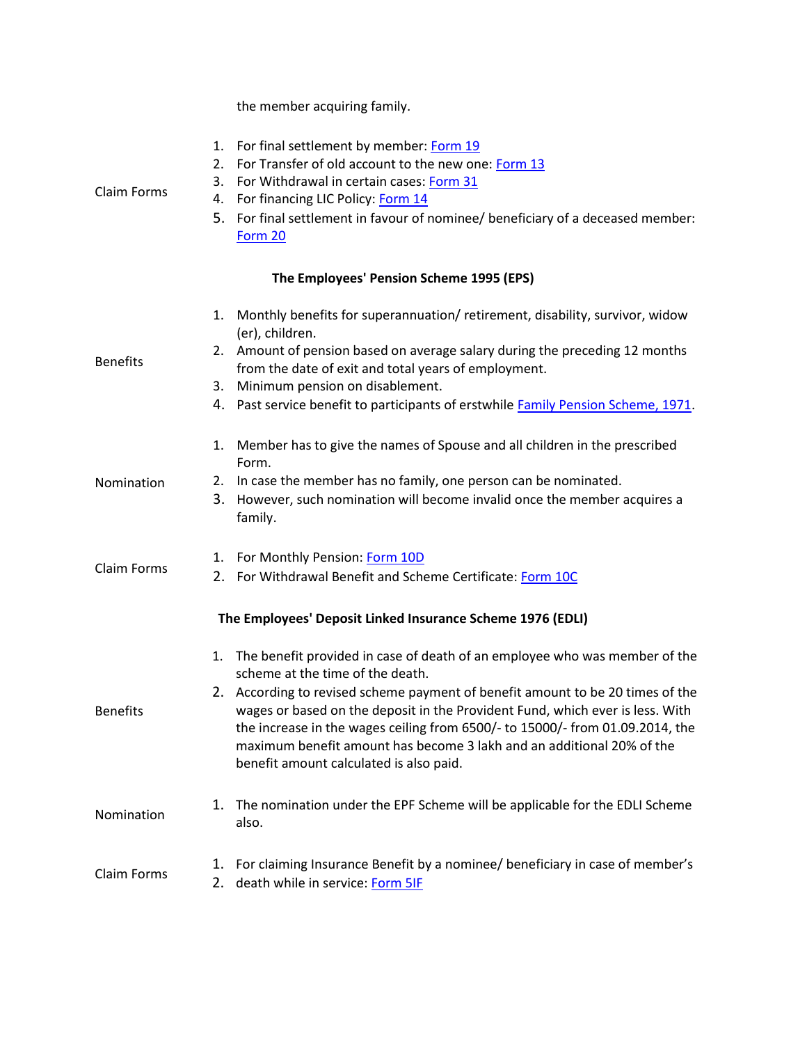| | |
|---|---|
| | the member acquiring family. |
| Claim Forms | 1. For final settlement by member: Form 19<br>2. For Transfer of old account to the new one: Form 13<br>3. For Withdrawal in certain cases: Form 31<br>4. For financing LIC Policy: Form 14<br>5. For final settlement in favour of nominee/ beneficiary of a deceased member: Form 20 |

**The Employees' Pension Scheme 1995 (EPS)**

| | |
|---|---|
| Benefits | 1. Monthly benefits for superannuation/ retirement, disability, survivor, widow (er), children.<br>2. Amount of pension based on average salary during the preceding 12 months from the date of exit and total years of employment.<br>3. Minimum pension on disablement.<br>4. Past service benefit to participants of erstwhile Family Pension Scheme, 1971. |
| Nomination | 1. Member has to give the names of Spouse and all children in the prescribed Form.<br>2. In case the member has no family, one person can be nominated.<br>3. However, such nomination will become invalid once the member acquires a family. |
| Claim Forms | 1. For Monthly Pension: Form 10D<br>2. For Withdrawal Benefit and Scheme Certificate: Form 10C |

**The Employees' Deposit Linked Insurance Scheme 1976 (EDLI)**

| | |
|---|---|
| Benefits | 1. The benefit provided in case of death of an employee who was member of the scheme at the time of the death.<br>2. According to revised scheme payment of benefit amount to be 20 times of the wages or based on the deposit in the Provident Fund, which ever is less. With the increase in the wages ceiling from 6500/- to 15000/- from 01.09.2014, the maximum benefit amount has become 3 lakh and an additional 20% of the benefit amount calculated is also paid. |
| Nomination | 1. The nomination under the EPF Scheme will be applicable for the EDLI Scheme also. |
| Claim Forms | 1. For claiming Insurance Benefit by a nominee/ beneficiary in case of member's<br>2. death while in service: Form 5IF |